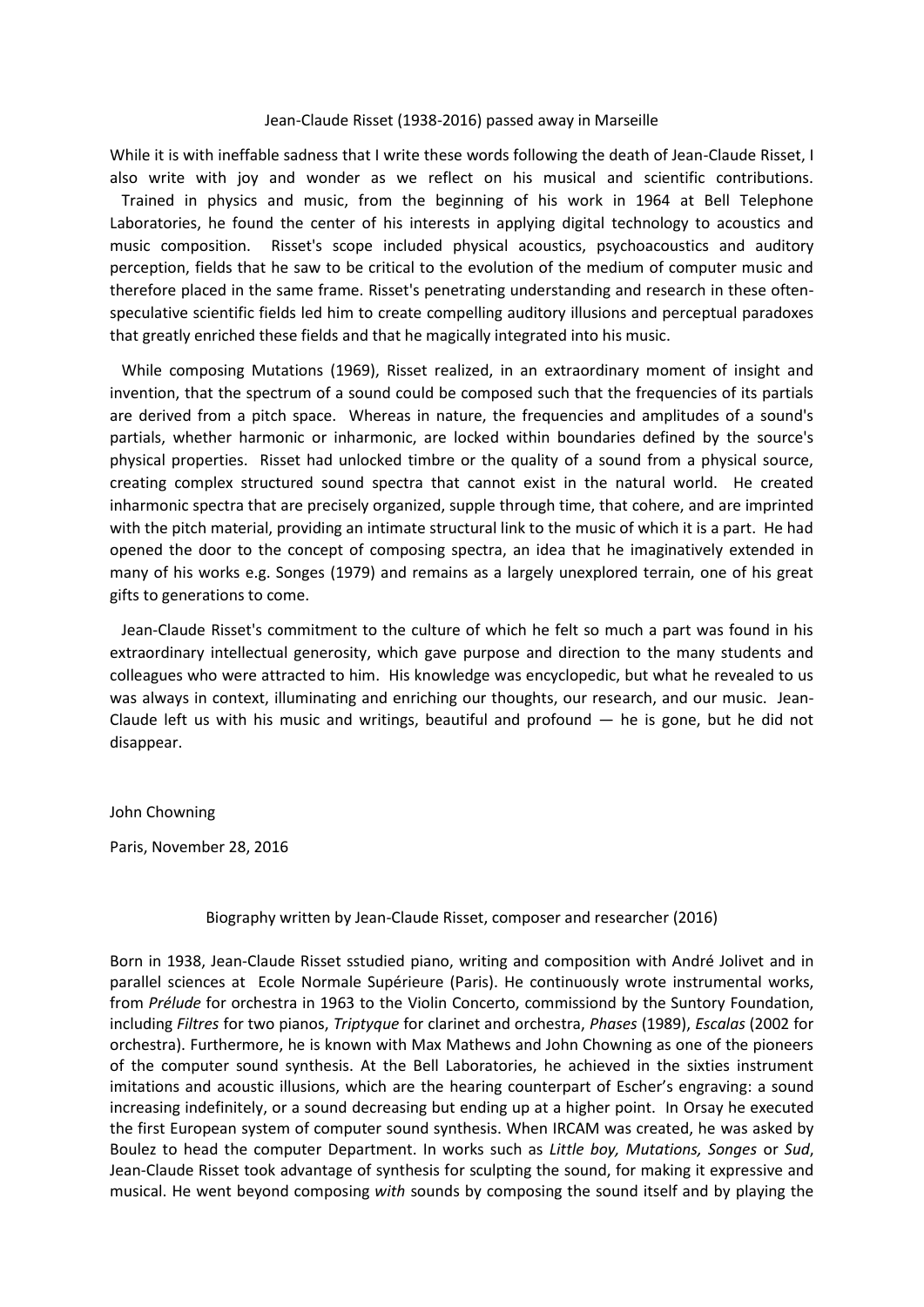## Jean-Claude Risset (1938-2016) passed away in Marseille

While it is with ineffable sadness that I write these words following the death of Jean-Claude Risset, I also write with joy and wonder as we reflect on his musical and scientific contributions. Trained in physics and music, from the beginning of his work in 1964 at Bell Telephone Laboratories, he found the center of his interests in applying digital technology to acoustics and music composition. Risset's scope included physical acoustics, psychoacoustics and auditory perception, fields that he saw to be critical to the evolution of the medium of computer music and therefore placed in the same frame. Risset's penetrating understanding and research in these often-speculative scientific fields led him to create compelling auditory illusions and perceptual paradoxes that greatly enriched these fields and that he magically integrated into his music.

While composing Mutations (1969), Risset realized, in an extraordinary moment of insight and invention, that the spectrum of a sound could be composed such that the frequencies of its partials are derived from a pitch space. Whereas in nature, the frequencies and amplitudes of a sound's partials, whether harmonic or inharmonic, are locked within boundaries defined by the source's physical properties. Risset had unlocked timbre or the quality of a sound from a physical source, creating complex structured sound spectra that cannot exist in the natural world. He created inharmonic spectra that are precisely organized, supple through time, that cohere, and are imprinted with the pitch material, providing an intimate structural link to the music of which it is a part. He had opened the door to the concept of composing spectra, an idea that he imaginatively extended in many of his works e.g. Songes (1979) and remains as a largely unexplored terrain, one of his great gifts to generations to come.

Jean-Claude Risset's commitment to the culture of which he felt so much a part was found in his extraordinary intellectual generosity, which gave purpose and direction to the many students and colleagues who were attracted to him. His knowledge was encyclopedic, but what he revealed to us was always in context, illuminating and enriching our thoughts, our research, and our music. Jean-Claude left us with his music and writings, beautiful and profound — he is gone, but he did not disappear.

John Chowning

Paris, November 28, 2016

## Biography written by Jean-Claude Risset, composer and researcher (2016)

Born in 1938, Jean-Claude Risset sstudied piano, writing and composition with André Jolivet and in parallel sciences at Ecole Normale Supérieure (Paris). He continuously wrote instrumental works, from *Prélude* for orchestra in 1963 to the Violin Concerto, commissiond by the Suntory Foundation, including *Filtres* for two pianos, *Triptyque* for clarinet and orchestra, *Phases* (1989), *Escalas* (2002 for orchestra). Furthermore, he is known with Max Mathews and John Chowning as one of the pioneers of the computer sound synthesis. At the Bell Laboratories, he achieved in the sixties instrument imitations and acoustic illusions, which are the hearing counterpart of Escher's engraving: a sound increasing indefinitely, or a sound decreasing but ending up at a higher point. In Orsay he executed the first European system of computer sound synthesis. When IRCAM was created, he was asked by Boulez to head the computer Department. In works such as *Little boy, Mutations, Songes* or *Sud*, Jean-Claude Risset took advantage of synthesis for sculpting the sound, for making it expressive and musical. He went beyond composing *with* sounds by composing the sound itself and by playing the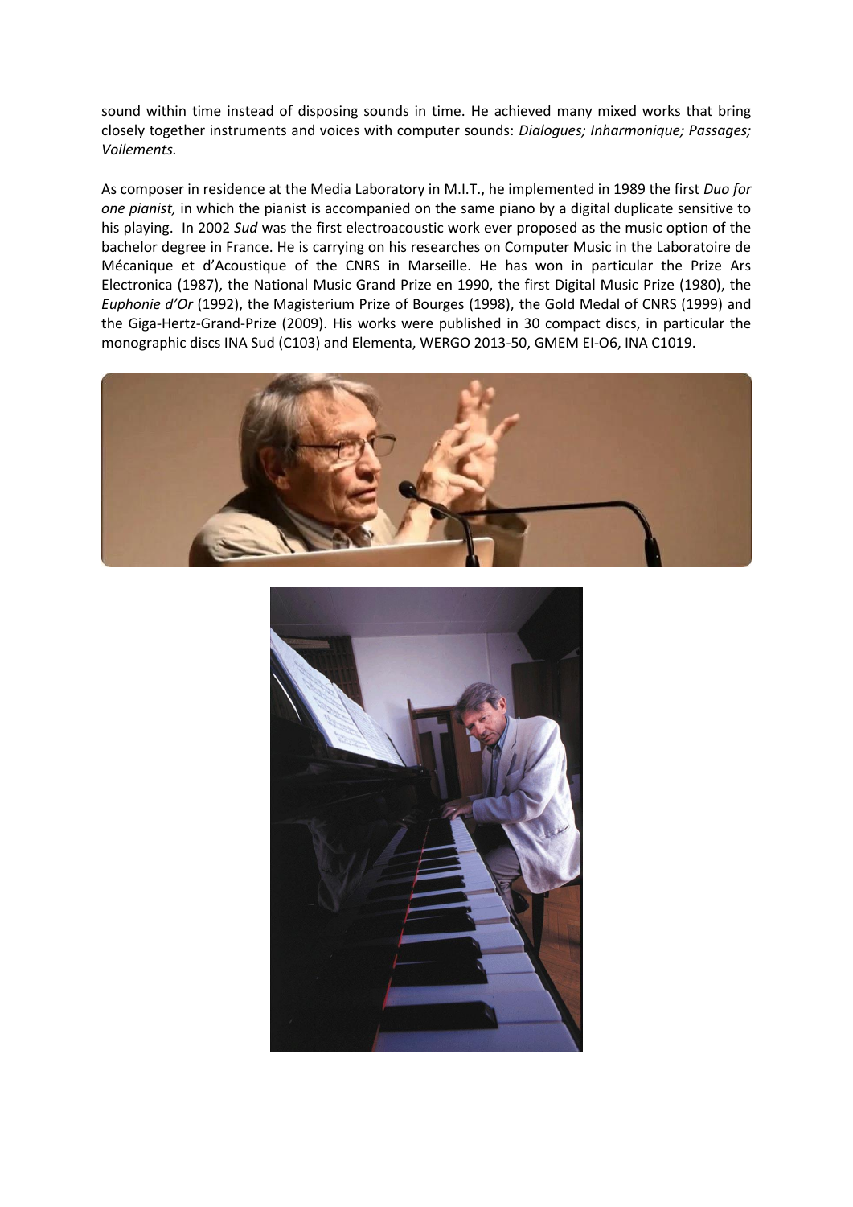sound within time instead of disposing sounds in time. He achieved many mixed works that bring closely together instruments and voices with computer sounds: *Dialogues; Inharmonique; Passages; Voilements.*

As composer in residence at the Media Laboratory in M.I.T., he implemented in 1989 the first *Duo for one pianist,* in which the pianist is accompanied on the same piano by a digital duplicate sensitive to his playing. In 2002 *Sud* was the first electroacoustic work ever proposed as the music option of the bachelor degree in France. He is carrying on his researches on Computer Music in the Laboratoire de Mécanique et d'Acoustique of the CNRS in Marseille. He has won in particular the Prize Ars Electronica (1987), the National Music Grand Prize en 1990, the first Digital Music Prize (1980), the *Euphonie d'Or* (1992), the Magisterium Prize of Bourges (1998), the Gold Medal of CNRS (1999) and the Giga-Hertz-Grand-Prize (2009). His works were published in 30 compact discs, in particular the monographic discs INA Sud (C103) and Elementa, WERGO 2013-50, GMEM EI-O6, INA C1019.